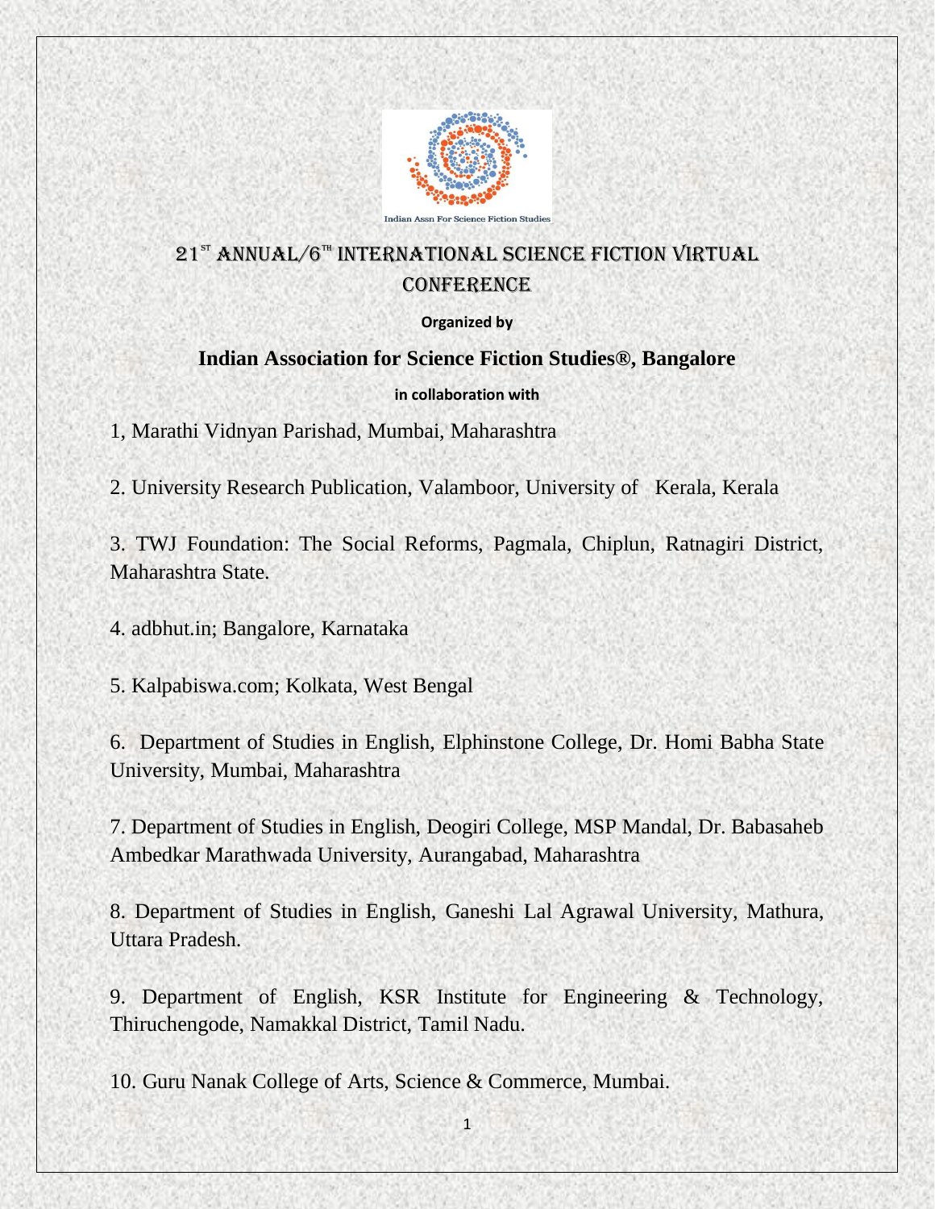# 21ST ANNUAL/6TH INTERNATIONAL SCIENCE FICTION VIRTUAL CONFERENCE

**Organized by**

## Indian Association for Science Fiction Studies®, Bangalore

**in collaboration with**

1, Marathi Vidnyan Parishad, Mumbai, Maharashtra

2. University Research Publication, Valamboor, University of Kerala, Kerala

3. TWJ Foundation: The Social Reforms, Pagmala, Chiplun, Ratnagiri District, Maharashtra State.

4. adbhut.in; Bangalore, Karnataka

5. Kalpabiswa.com; Kolkata, West Bengal

6. Department of Studies in English, Elphinstone College, Dr. Homi Babha State University, Mumbai, Maharashtra

7. Department of Studies in English, Deogiri College, MSP Mandal, Dr. Babasaheb Ambedkar Marathwada University, Aurangabad, Maharashtra

8. Department of Studies in English, Ganeshi Lal Agrawal University, Mathura, Uttara Pradesh.

9. Department of English, KSR Institute for Engineering & Technology, Thiruchengode, Namakkal District, Tamil Nadu.

10. Guru Nanak College of Arts, Science & Commerce, Mumbai.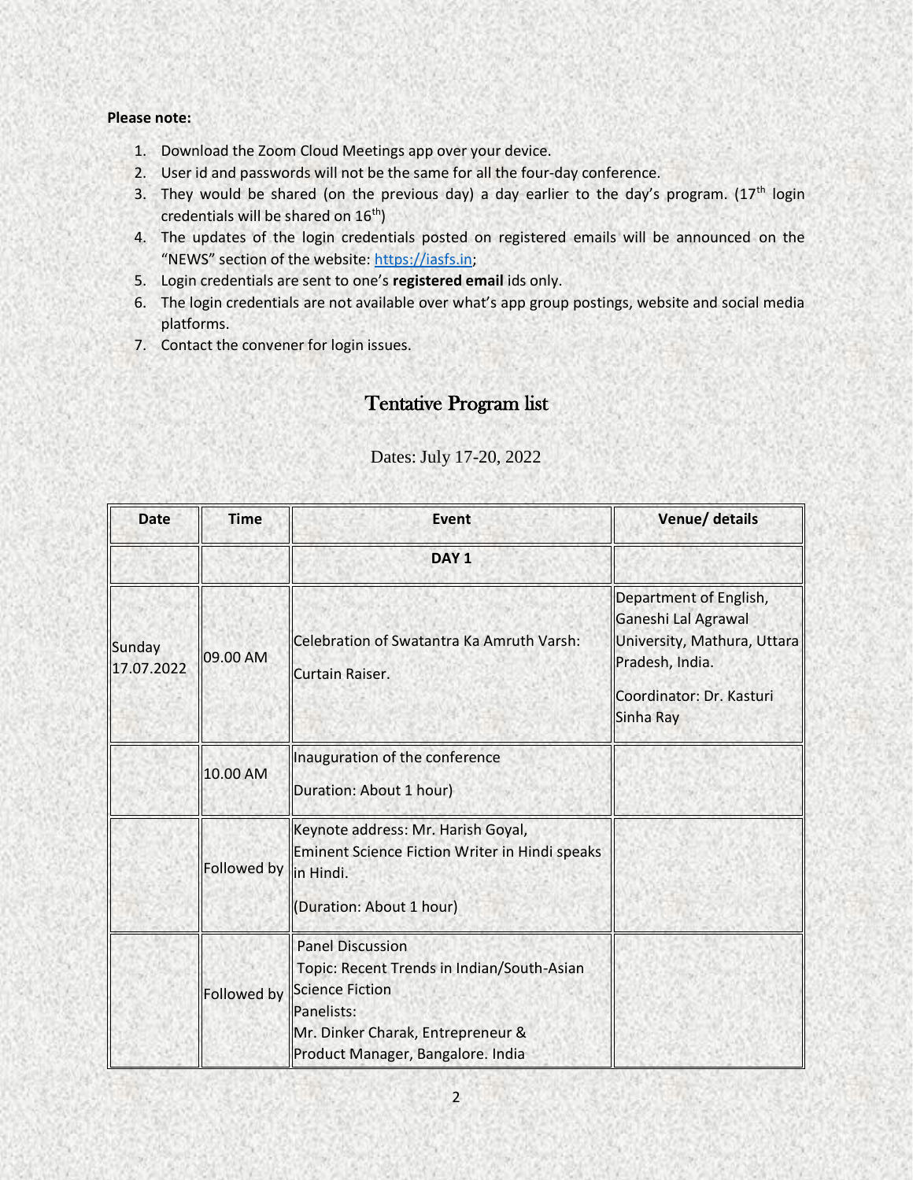**Please note:**

1. Download the Zoom Cloud Meetings app over your device.
2. User id and passwords will not be the same for all the four-day conference.
3. They would be shared (on the previous day) a day earlier to the day's program. (17th login credentials will be shared on 16th)
4. The updates of the login credentials posted on registered emails will be announced on the "NEWS" section of the website: https://iasfs.in;
5. Login credentials are sent to one's **registered email** ids only.
6. The login credentials are not available over what's app group postings, website and social media platforms.
7. Contact the convener for login issues.

## Tentative Program list

Dates: July 17-20, 2022

| Date | Time | Event | Venue/ details |
|---|---|---|---|
| | | **DAY 1** | |
| Sunday 17.07.2022 | 09.00 AM | Celebration of Swatantra Ka Amruth Varsh: Curtain Raiser. | Department of English, Ganeshi Lal Agrawal University, Mathura, Uttara Pradesh, India. Coordinator: Dr. Kasturi Sinha Ray |
| | 10.00 AM | Inauguration of the conference Duration: About 1 hour) | |
| | Followed by | Keynote address: Mr. Harish Goyal, Eminent Science Fiction Writer in Hindi speaks in Hindi. (Duration: About 1 hour) | |
| | Followed by | Panel Discussion Topic: Recent Trends in Indian/South-Asian Science Fiction Panelists: Mr. Dinker Charak, Entrepreneur & Product Manager, Bangalore. India | |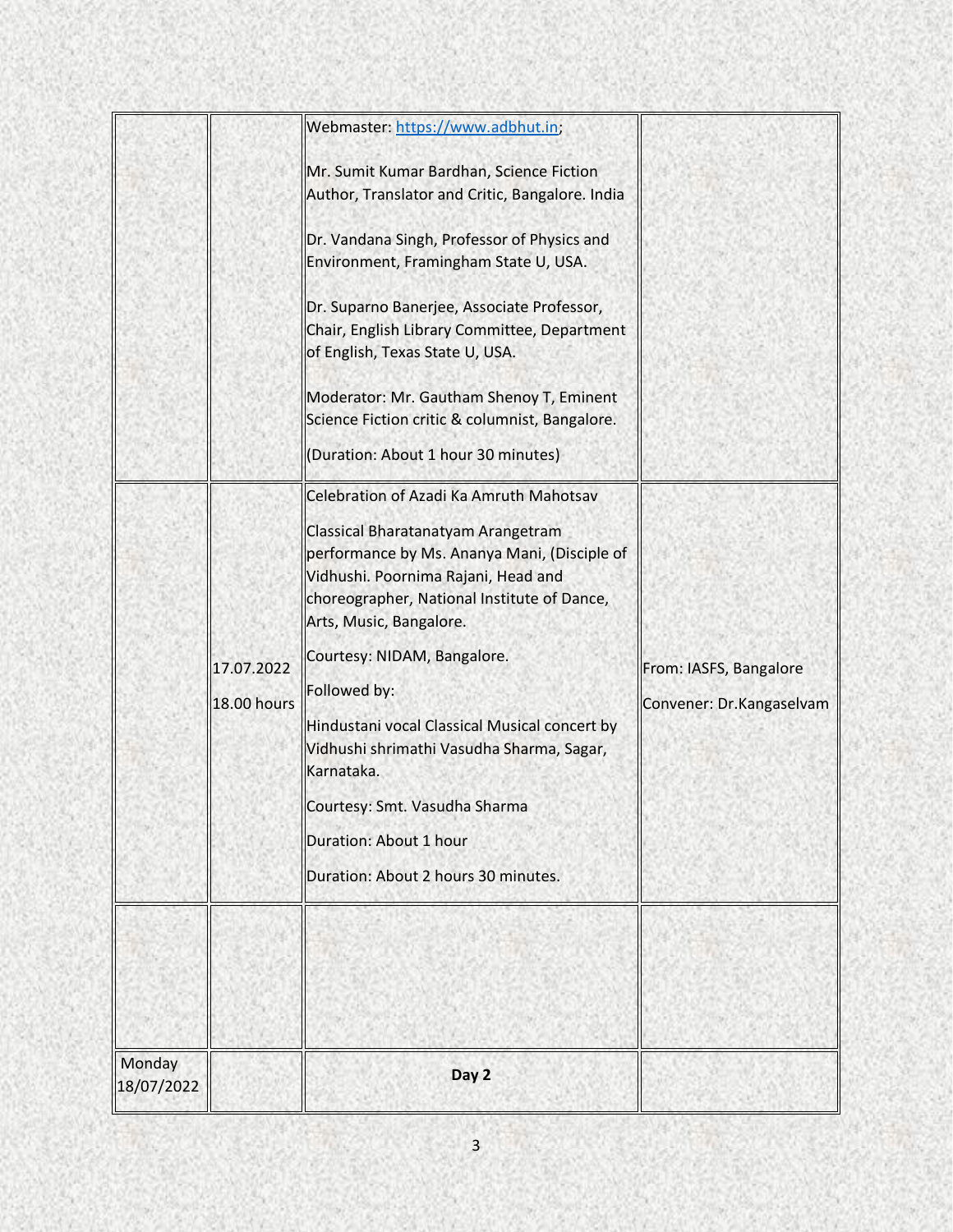| | | | |
|---|---|---|---|
| | | Webmaster: https://www.adbhut.in;<br><br>Mr. Sumit Kumar Bardhan, Science Fiction Author, Translator and Critic, Bangalore. India<br><br>Dr. Vandana Singh, Professor of Physics and Environment, Framingham State U, USA.<br><br>Dr. Suparno Banerjee, Associate Professor, Chair, English Library Committee, Department of English, Texas State U, USA.<br><br>Moderator: Mr. Gautham Shenoy T, Eminent Science Fiction critic & columnist, Bangalore.<br><br>(Duration: About 1 hour 30 minutes) | |
| | 17.07.2022<br><br>18.00 hours | Celebration of Azadi Ka Amruth Mahotsav<br><br>Classical Bharatanatyam Arangetram performance by Ms. Ananya Mani, (Disciple of Vidhushi. Poornima Rajani, Head and choreographer, National Institute of Dance, Arts, Music, Bangalore.<br><br>Courtesy: NIDAM, Bangalore.<br><br>Followed by:<br><br>Hindustani vocal Classical Musical concert by Vidhushi shrimathi Vasudha Sharma, Sagar, Karnataka.<br><br>Courtesy: Smt. Vasudha Sharma<br><br>Duration: About 1 hour<br><br>Duration: About 2 hours 30 minutes. | From: IASFS, Bangalore<br><br>Convener: Dr.Kangaselvam |
| | | | |
| Monday 18/07/2022 | | **Day 2** | |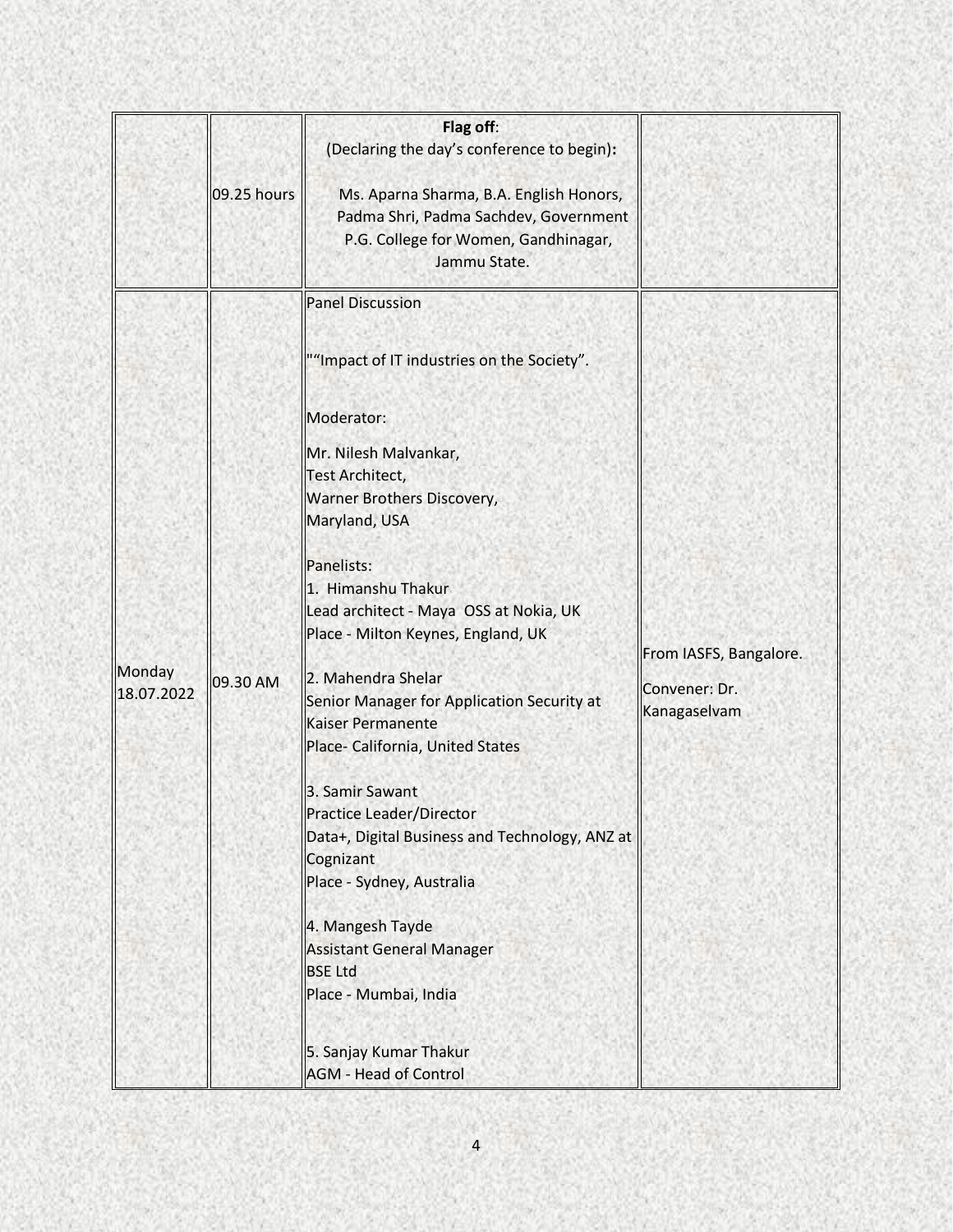| | | | |
|---|---|---|---|
| | 09.25 hours | **Flag off**:<br>(Declaring the day's conference to begin)**:**<br><br>Ms. Aparna Sharma, B.A. English Honors, Padma Shri, Padma Sachdev, Government P.G. College for Women, Gandhinagar, Jammu State. | |
| Monday 18.07.2022 | 09.30 AM | Panel Discussion<br><br>""Impact of IT industries on the Society".<br><br>Moderator:<br><br>Mr. Nilesh Malvankar,<br>Test Architect,<br>Warner Brothers Discovery,<br>Maryland, USA<br><br>Panelists:<br>1. Himanshu Thakur<br>Lead architect - Maya OSS at Nokia, UK<br>Place - Milton Keynes, England, UK<br><br>2. Mahendra Shelar<br>Senior Manager for Application Security at Kaiser Permanente<br>Place- California, United States<br><br>3. Samir Sawant<br>Practice Leader/Director<br>Data+, Digital Business and Technology, ANZ at Cognizant<br>Place - Sydney, Australia<br><br>4. Mangesh Tayde<br>Assistant General Manager<br>BSE Ltd<br>Place - Mumbai, India<br><br>5. Sanjay Kumar Thakur<br>AGM - Head of Control | From IASFS, Bangalore.<br><br>Convener: Dr. Kanagaselvam |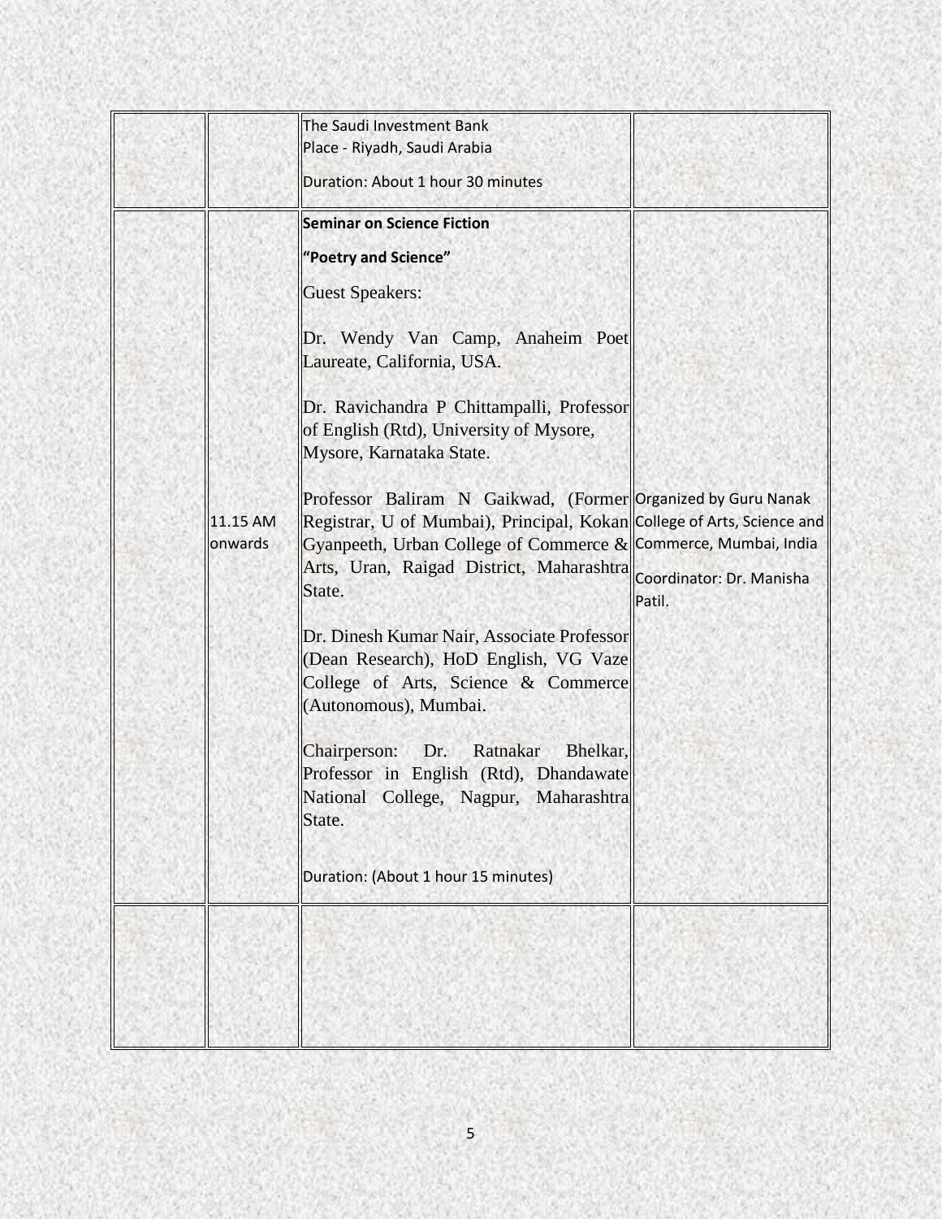| | | | |
|---|---|---|---|
| | | The Saudi Investment Bank<br>Place - Riyadh, Saudi Arabia<br><br>Duration: About 1 hour 30 minutes | |
| | 11.15 AM onwards | **Seminar on Science Fiction**<br><br>**"Poetry and Science"**<br><br>Guest Speakers:<br><br>Dr. Wendy Van Camp, Anaheim Poet Laureate, California, USA.<br><br>Dr. Ravichandra P Chittampalli, Professor of English (Rtd), University of Mysore, Mysore, Karnataka State.<br><br>Professor Baliram N Gaikwad, (Former Registrar, U of Mumbai), Principal, Kokan Gyanpeeth, Urban College of Commerce & Arts, Uran, Raigad District, Maharashtra State.<br><br>Dr. Dinesh Kumar Nair, Associate Professor (Dean Research), HoD English, VG Vaze College of Arts, Science & Commerce (Autonomous), Mumbai.<br><br>Chairperson: Dr. Ratnakar Bhelkar, Professor in English (Rtd), Dhandawate National College, Nagpur, Maharashtra State.<br><br>Duration: (About 1 hour 15 minutes) | Organized by Guru Nanak College of Arts, Science and Commerce, Mumbai, India<br><br>Coordinator: Dr. Manisha Patil. |
| | | | |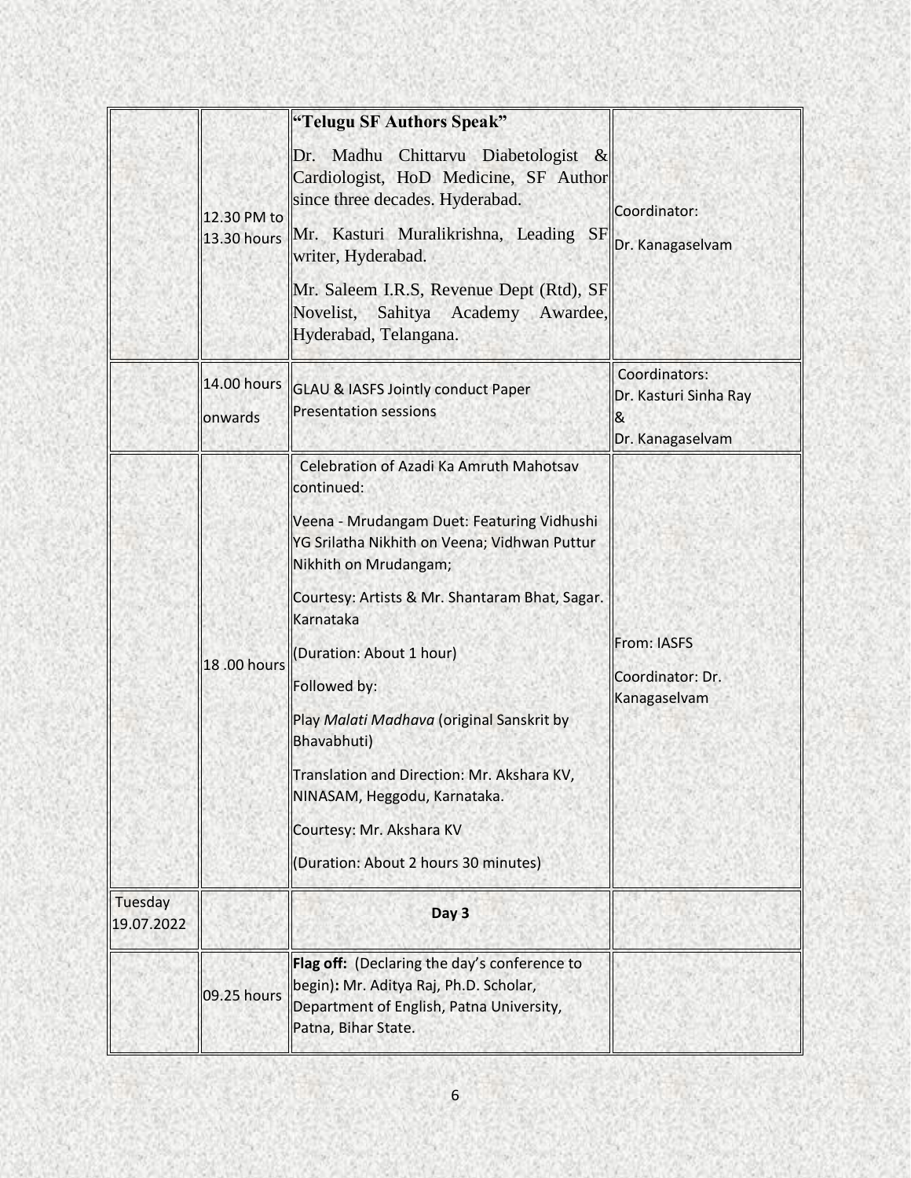| | | | |
|---|---|---|---|
| | 12.30 PM to 13.30 hours | **"Telugu SF Authors Speak"**<br><br>Dr. Madhu Chittarvu Diabetologist & Cardiologist, HoD Medicine, SF Author since three decades. Hyderabad.<br><br>Mr. Kasturi Muralikrishna, Leading SF writer, Hyderabad.<br><br>Mr. Saleem I.R.S, Revenue Dept (Rtd), SF Novelist, Sahitya Academy Awardee, Hyderabad, Telangana. | Coordinator:<br>Dr. Kanagaselvam |
| | 14.00 hours onwards | GLAU & IASFS Jointly conduct Paper Presentation sessions | Coordinators:<br>Dr. Kasturi Sinha Ray<br>&<br>Dr. Kanagaselvam |
| | 18 .00 hours | Celebration of Azadi Ka Amruth Mahotsav continued:<br><br>Veena - Mrudangam Duet: Featuring Vidhushi YG Srilatha Nikhith on Veena; Vidhwan Puttur Nikhith on Mrudangam;<br><br>Courtesy: Artists & Mr. Shantaram Bhat, Sagar. Karnataka<br><br>(Duration: About 1 hour)<br><br>Followed by:<br><br>Play *Malati Madhava* (original Sanskrit by Bhavabhuti)<br><br>Translation and Direction: Mr. Akshara KV, NINASAM, Heggodu, Karnataka.<br><br>Courtesy: Mr. Akshara KV<br><br>(Duration: About 2 hours 30 minutes) | From: IASFS<br><br>Coordinator: Dr. Kanagaselvam |
| Tuesday 19.07.2022 | | **Day 3** | |
| | 09.25 hours | **Flag off:** (Declaring the day's conference to begin)**:** Mr. Aditya Raj, Ph.D. Scholar, Department of English, Patna University, Patna, Bihar State. | |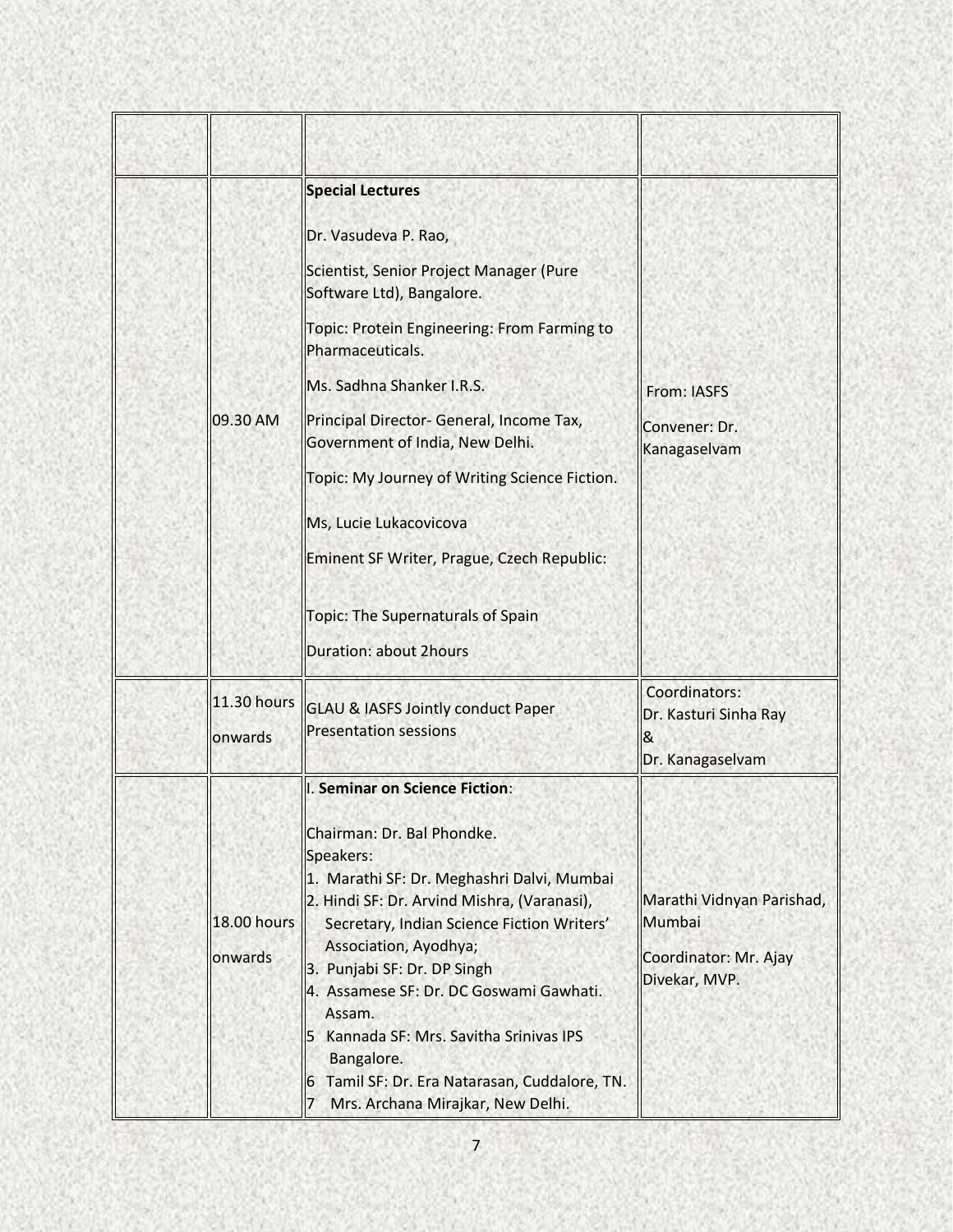| | | | |
|---|---|---|---|
| | 09.30 AM | **Special Lectures**<br><br>Dr. Vasudeva P. Rao,<br><br>Scientist, Senior Project Manager (Pure Software Ltd), Bangalore.<br><br>Topic: Protein Engineering: From Farming to Pharmaceuticals.<br><br>Ms. Sadhna Shanker I.R.S.<br><br>Principal Director- General, Income Tax, Government of India, New Delhi.<br><br>Topic: My Journey of Writing Science Fiction.<br><br>Ms, Lucie Lukacovicova<br><br>Eminent SF Writer, Prague, Czech Republic:<br><br>Topic: The Supernaturals of Spain<br><br>Duration: about 2hours | From: IASFS<br><br>Convener: Dr. Kanagaselvam |
| | 11.30 hours onwards | GLAU & IASFS Jointly conduct Paper Presentation sessions | Coordinators:<br>Dr. Kasturi Sinha Ray<br>&<br>Dr. Kanagaselvam |
| | 18.00 hours onwards | I. **Seminar on Science Fiction**:<br><br>Chairman: Dr. Bal Phondke.<br>Speakers:<br>1. Marathi SF: Dr. Meghashri Dalvi, Mumbai<br>2. Hindi SF: Dr. Arvind Mishra, (Varanasi), Secretary, Indian Science Fiction Writers' Association, Ayodhya;<br>3. Punjabi SF: Dr. DP Singh<br>4. Assamese SF: Dr. DC Goswami Gawhati. Assam.<br>5 Kannada SF: Mrs. Savitha Srinivas IPS Bangalore.<br>6 Tamil SF: Dr. Era Natarasan, Cuddalore, TN.<br>7 Mrs. Archana Mirajkar, New Delhi. | Marathi Vidnyan Parishad, Mumbai<br><br>Coordinator: Mr. Ajay Divekar, MVP. |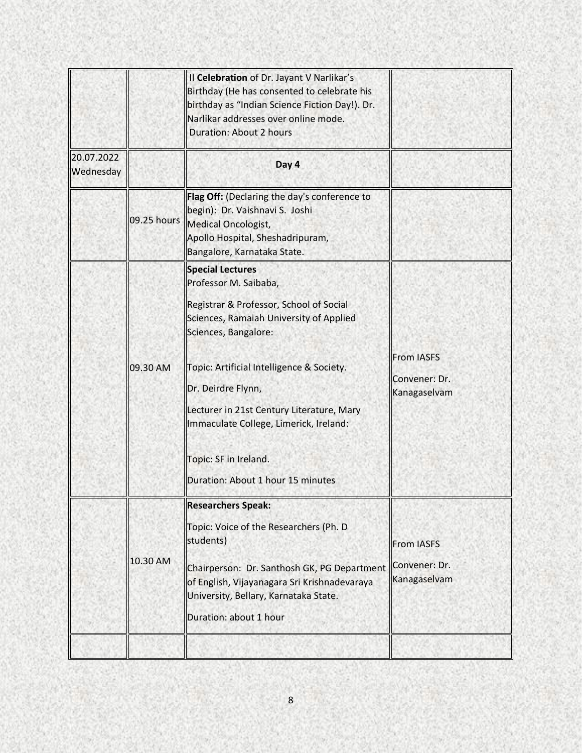| | | | |
|---|---|---|---|
| | | II **Celebration** of Dr. Jayant V Narlikar's Birthday (He has consented to celebrate his birthday as "Indian Science Fiction Day!). Dr. Narlikar addresses over online mode.<br>Duration: About 2 hours | |
| 20.07.2022 Wednesday | | **Day 4** | |
| | 09.25 hours | **Flag Off:** (Declaring the day's conference to begin): Dr. Vaishnavi S. Joshi<br>Medical Oncologist,<br>Apollo Hospital, Sheshadripuram,<br>Bangalore, Karnataka State. | |
| | 09.30 AM | **Special Lectures**<br>Professor M. Saibaba,<br>Registrar & Professor, School of Social Sciences, Ramaiah University of Applied Sciences, Bangalore:<br>Topic: Artificial Intelligence & Society.<br>Dr. Deirdre Flynn,<br>Lecturer in 21st Century Literature, Mary Immaculate College, Limerick, Ireland:<br>Topic: SF in Ireland.<br>Duration: About 1 hour 15 minutes | From IASFS<br>Convener: Dr. Kanagaselvam |
| | 10.30 AM | **Researchers Speak:**<br>Topic: Voice of the Researchers (Ph. D students)<br>Chairperson: Dr. Santhosh GK, PG Department of English, Vijayanagara Sri Krishnadevaraya University, Bellary, Karnataka State.<br>Duration: about 1 hour | From IASFS<br>Convener: Dr. Kanagaselvam |
| | | | |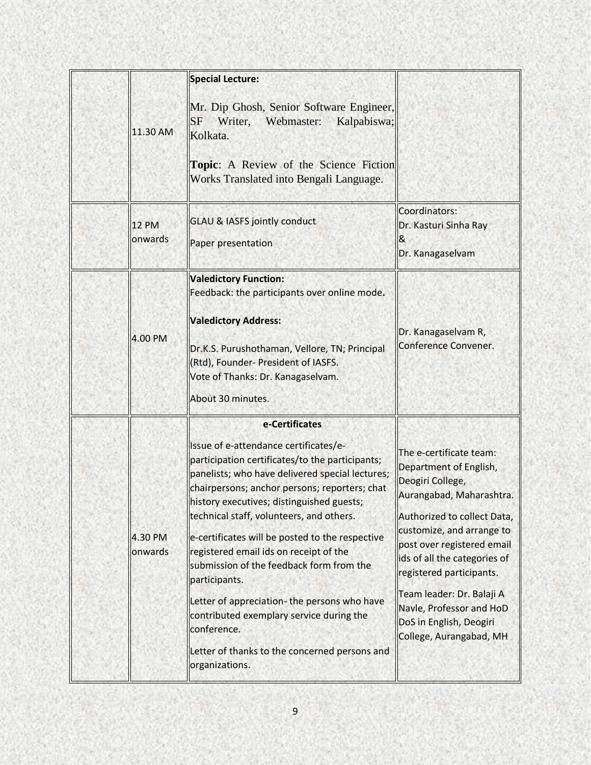| | | | |
|---|---|---|---|
| | 11.30 AM | **Special Lecture:**<br><br>Mr. Dip Ghosh, Senior Software Engineer, SF Writer, Webmaster: Kalpabiswa; Kolkata.<br><br>**Topic**: A Review of the Science Fiction Works Translated into Bengali Language. | |
| | 12 PM onwards | GLAU & IASFS jointly conduct<br><br>Paper presentation | Coordinators:<br>Dr. Kasturi Sinha Ray<br>&<br>Dr. Kanagaselvam |
| | 4.00 PM | **Valedictory Function:**<br>Feedback: the participants over online mode**.**<br><br>**Valedictory Address:**<br><br>Dr.K.S. Purushothaman, Vellore, TN; Principal (Rtd), Founder- President of IASFS.<br>Vote of Thanks: Dr. Kanagaselvam.<br><br>About 30 minutes. | Dr. Kanagaselvam R, Conference Convener. |
| | 4.30 PM onwards | **e-Certificates**<br><br>Issue of e-attendance certificates/e-participation certificates/to the participants; panelists; who have delivered special lectures; chairpersons; anchor persons; reporters; chat history executives; distinguished guests; technical staff, volunteers, and others.<br><br>e-certificates will be posted to the respective registered email ids on receipt of the submission of the feedback form from the participants.<br><br>Letter of appreciation- the persons who have contributed exemplary service during the conference.<br><br>Letter of thanks to the concerned persons and organizations. | The e-certificate team: Department of English, Deogiri College, Aurangabad, Maharashtra.<br><br>Authorized to collect Data, customize, and arrange to post over registered email ids of all the categories of registered participants.<br><br>Team leader: Dr. Balaji A Navle, Professor and HoD DoS in English, Deogiri College, Aurangabad, MH |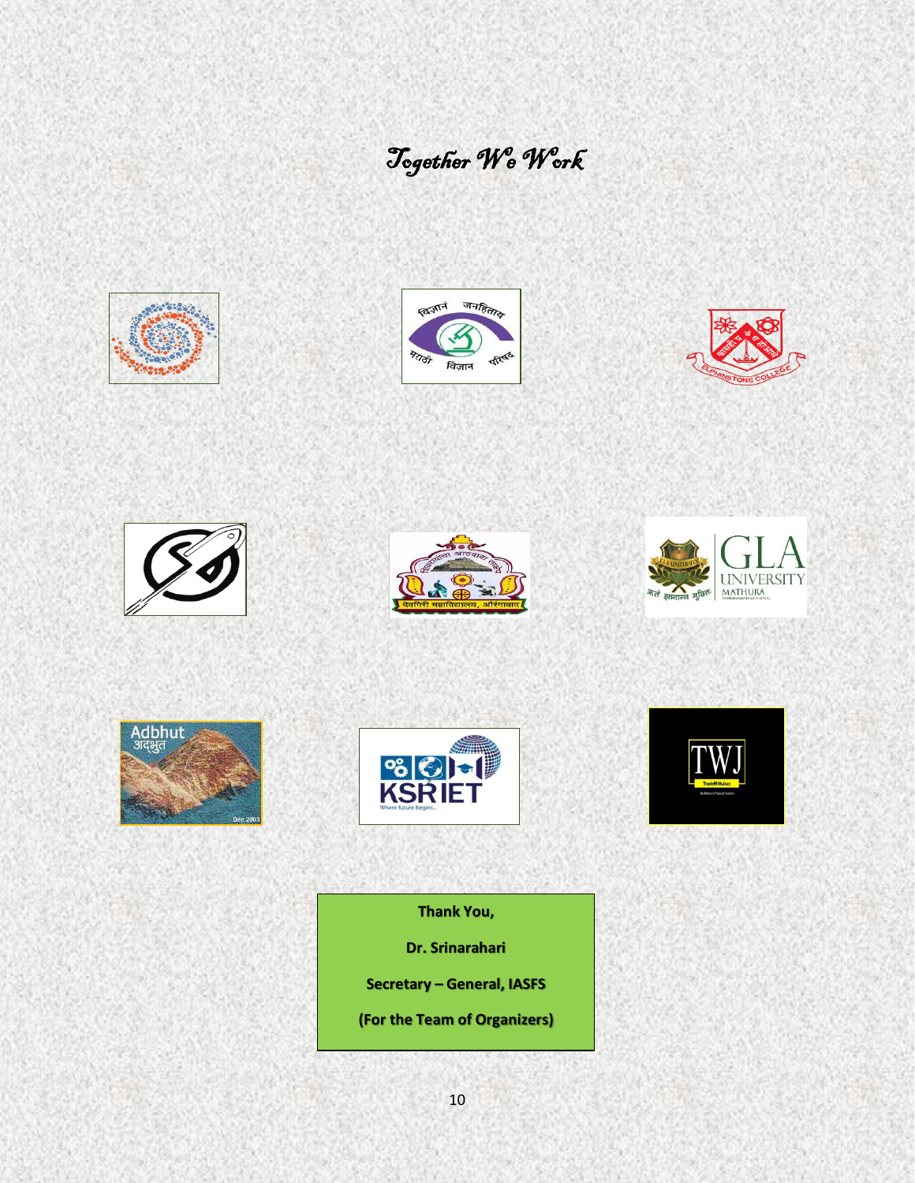# Together We Work

**Thank You,**

**Dr. Srinarahari**

**Secretary – General, IASFS**

**(For the Team of Organizers)**